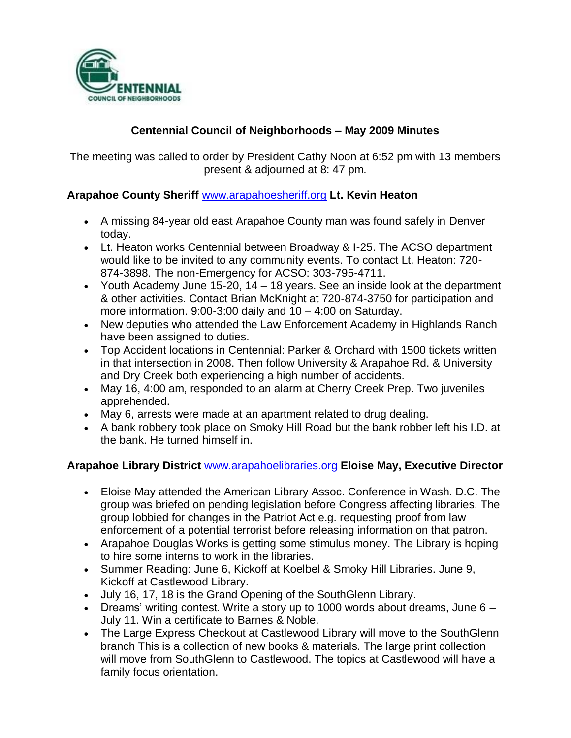# Centennial Council of Neighborhoods – May 2009 Minutes

The meeting was called to order by President Cathy Noon at 6:52 pm with 13 members present & adjourned at 8: 47 pm.

### Arapahoe County Sheriff www.arapahoesheriff.org Lt. Kevin Heaton

- A missing 84-year old east Arapahoe County man was found safely in Denver today.
- Lt. Heaton works Centennial between Broadway & I-25. The ACSO department would like to be invited to any community events. To contact Lt. Heaton: 720-874-3898. The non-Emergency for ACSO: 303-795-4711.
- Youth Academy June 15-20, 14 – 18 years. See an inside look at the department & other activities. Contact Brian McKnight at 720-874-3750 for participation and more information. 9:00-3:00 daily and 10 – 4:00 on Saturday.
- New deputies who attended the Law Enforcement Academy in Highlands Ranch have been assigned to duties.
- Top Accident locations in Centennial: Parker & Orchard with 1500 tickets written in that intersection in 2008. Then follow University & Arapahoe Rd. & University and Dry Creek both experiencing a high number of accidents.
- May 16, 4:00 am, responded to an alarm at Cherry Creek Prep. Two juveniles apprehended.
- May 6, arrests were made at an apartment related to drug dealing.
- A bank robbery took place on Smoky Hill Road but the bank robber left his I.D. at the bank. He turned himself in.

### Arapahoe Library District www.arapahoelibraries.org Eloise May, Executive Director

- Eloise May attended the American Library Assoc. Conference in Wash. D.C. The group was briefed on pending legislation before Congress affecting libraries. The group lobbied for changes in the Patriot Act e.g. requesting proof from law enforcement of a potential terrorist before releasing information on that patron.
- Arapahoe Douglas Works is getting some stimulus money. The Library is hoping to hire some interns to work in the libraries.
- Summer Reading: June 6, Kickoff at Koelbel & Smoky Hill Libraries. June 9, Kickoff at Castlewood Library.
- July 16, 17, 18 is the Grand Opening of the SouthGlenn Library.
- Dreams' writing contest. Write a story up to 1000 words about dreams, June 6 – July 11. Win a certificate to Barnes & Noble.
- The Large Express Checkout at Castlewood Library will move to the SouthGlenn branch This is a collection of new books & materials. The large print collection will move from SouthGlenn to Castlewood. The topics at Castlewood will have a family focus orientation.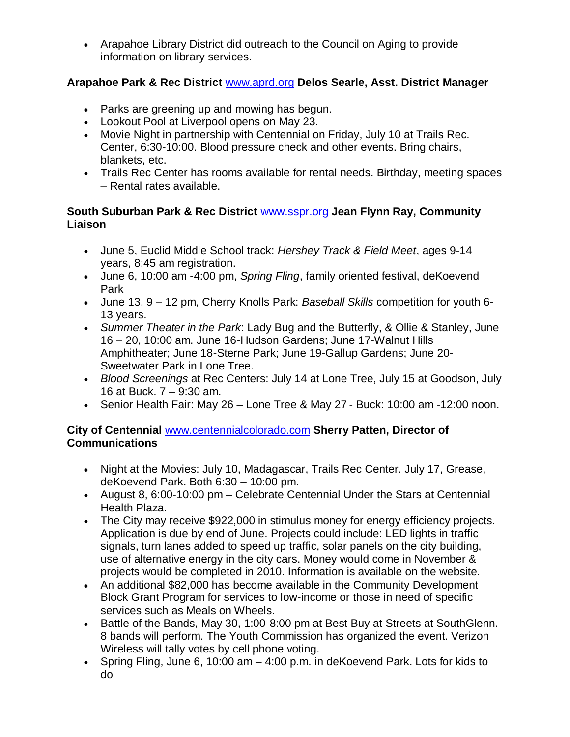- Arapahoe Library District did outreach to the Council on Aging to provide information on library services.

**Arapahoe Park & Rec District** www.aprd.org **Delos Searle, Asst. District Manager**

- Parks are greening up and mowing has begun.
- Lookout Pool at Liverpool opens on May 23.
- Movie Night in partnership with Centennial on Friday, July 10 at Trails Rec. Center, 6:30-10:00. Blood pressure check and other events. Bring chairs, blankets, etc.
- Trails Rec Center has rooms available for rental needs. Birthday, meeting spaces – Rental rates available.

**South Suburban Park & Rec District** www.sspr.org **Jean Flynn Ray, Community Liaison**

- June 5, Euclid Middle School track: *Hershey Track & Field Meet*, ages 9-14 years, 8:45 am registration.
- June 6, 10:00 am -4:00 pm, *Spring Fling*, family oriented festival, deKoevend Park
- June 13, 9 – 12 pm, Cherry Knolls Park: *Baseball Skills* competition for youth 6-13 years.
- *Summer Theater in the Park*: Lady Bug and the Butterfly, & Ollie & Stanley, June 16 – 20, 10:00 am. June 16-Hudson Gardens; June 17-Walnut Hills Amphitheater; June 18-Sterne Park; June 19-Gallup Gardens; June 20-Sweetwater Park in Lone Tree.
- *Blood Screenings* at Rec Centers: July 14 at Lone Tree, July 15 at Goodson, July 16 at Buck. 7 – 9:30 am.
- Senior Health Fair: May 26 – Lone Tree & May 27 - Buck: 10:00 am -12:00 noon.

**City of Centennial** www.centennialcolorado.com **Sherry Patten, Director of Communications**

- Night at the Movies: July 10, Madagascar, Trails Rec Center. July 17, Grease, deKoevend Park. Both 6:30 – 10:00 pm.
- August 8, 6:00-10:00 pm – Celebrate Centennial Under the Stars at Centennial Health Plaza.
- The City may receive $922,000 in stimulus money for energy efficiency projects. Application is due by end of June. Projects could include: LED lights in traffic signals, turn lanes added to speed up traffic, solar panels on the city building, use of alternative energy in the city cars. Money would come in November & projects would be completed in 2010. Information is available on the website.
- An additional $82,000 has become available in the Community Development Block Grant Program for services to low-income or those in need of specific services such as Meals on Wheels.
- Battle of the Bands, May 30, 1:00-8:00 pm at Best Buy at Streets at SouthGlenn. 8 bands will perform. The Youth Commission has organized the event. Verizon Wireless will tally votes by cell phone voting.
- Spring Fling, June 6, 10:00 am – 4:00 p.m. in deKoevend Park. Lots for kids to do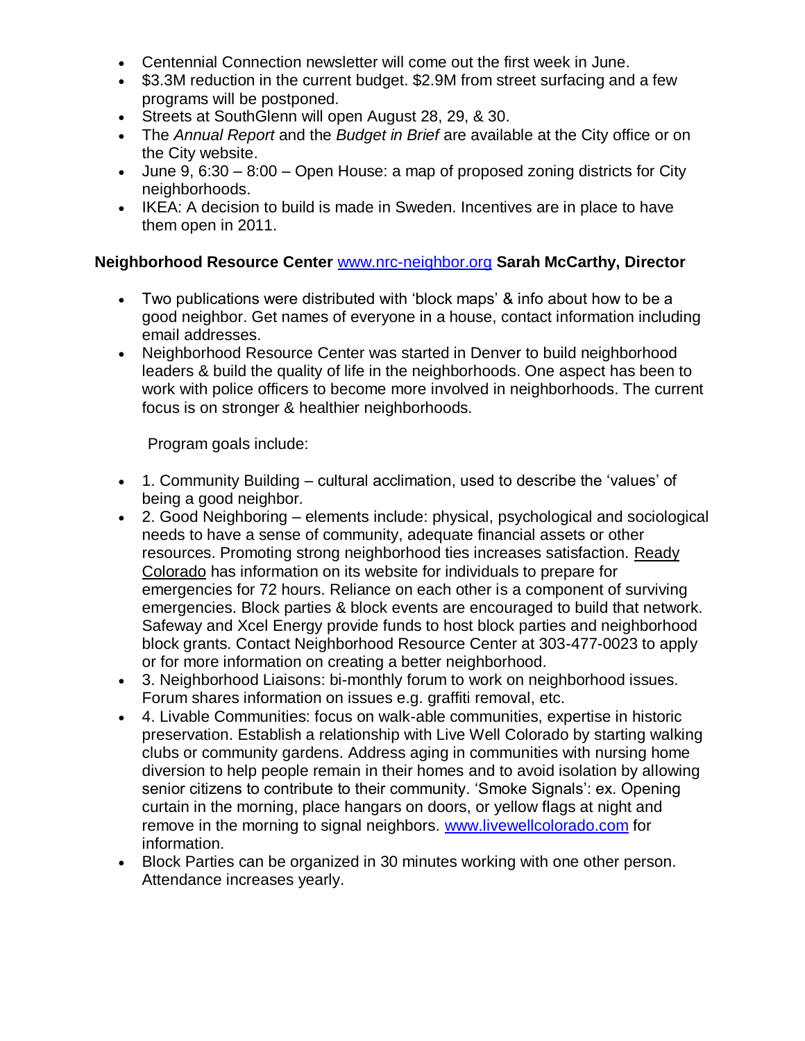- Centennial Connection newsletter will come out the first week in June.
- $3.3M reduction in the current budget. $2.9M from street surfacing and a few programs will be postponed.
- Streets at SouthGlenn will open August 28, 29, & 30.
- The *Annual Report* and the *Budget in Brief* are available at the City office or on the City website.
- June 9, 6:30 – 8:00 – Open House: a map of proposed zoning districts for City neighborhoods.
- IKEA: A decision to build is made in Sweden. Incentives are in place to have them open in 2011.

**Neighborhood Resource Center** www.nrc-neighbor.org **Sarah McCarthy, Director**

- Two publications were distributed with 'block maps' & info about how to be a good neighbor. Get names of everyone in a house, contact information including email addresses.
- Neighborhood Resource Center was started in Denver to build neighborhood leaders & build the quality of life in the neighborhoods. One aspect has been to work with police officers to become more involved in neighborhoods. The current focus is on stronger & healthier neighborhoods.

  Program goals include:

- 1. Community Building – cultural acclimation, used to describe the 'values' of being a good neighbor.
- 2. Good Neighboring – elements include: physical, psychological and sociological needs to have a sense of community, adequate financial assets or other resources. Promoting strong neighborhood ties increases satisfaction. Ready Colorado has information on its website for individuals to prepare for emergencies for 72 hours. Reliance on each other is a component of surviving emergencies. Block parties & block events are encouraged to build that network. Safeway and Xcel Energy provide funds to host block parties and neighborhood block grants. Contact Neighborhood Resource Center at 303-477-0023 to apply or for more information on creating a better neighborhood.
- 3. Neighborhood Liaisons: bi-monthly forum to work on neighborhood issues. Forum shares information on issues e.g. graffiti removal, etc.
- 4. Livable Communities: focus on walk-able communities, expertise in historic preservation. Establish a relationship with Live Well Colorado by starting walking clubs or community gardens. Address aging in communities with nursing home diversion to help people remain in their homes and to avoid isolation by allowing senior citizens to contribute to their community. 'Smoke Signals': ex. Opening curtain in the morning, place hangars on doors, or yellow flags at night and remove in the morning to signal neighbors. www.livewellcolorado.com for information.
- Block Parties can be organized in 30 minutes working with one other person. Attendance increases yearly.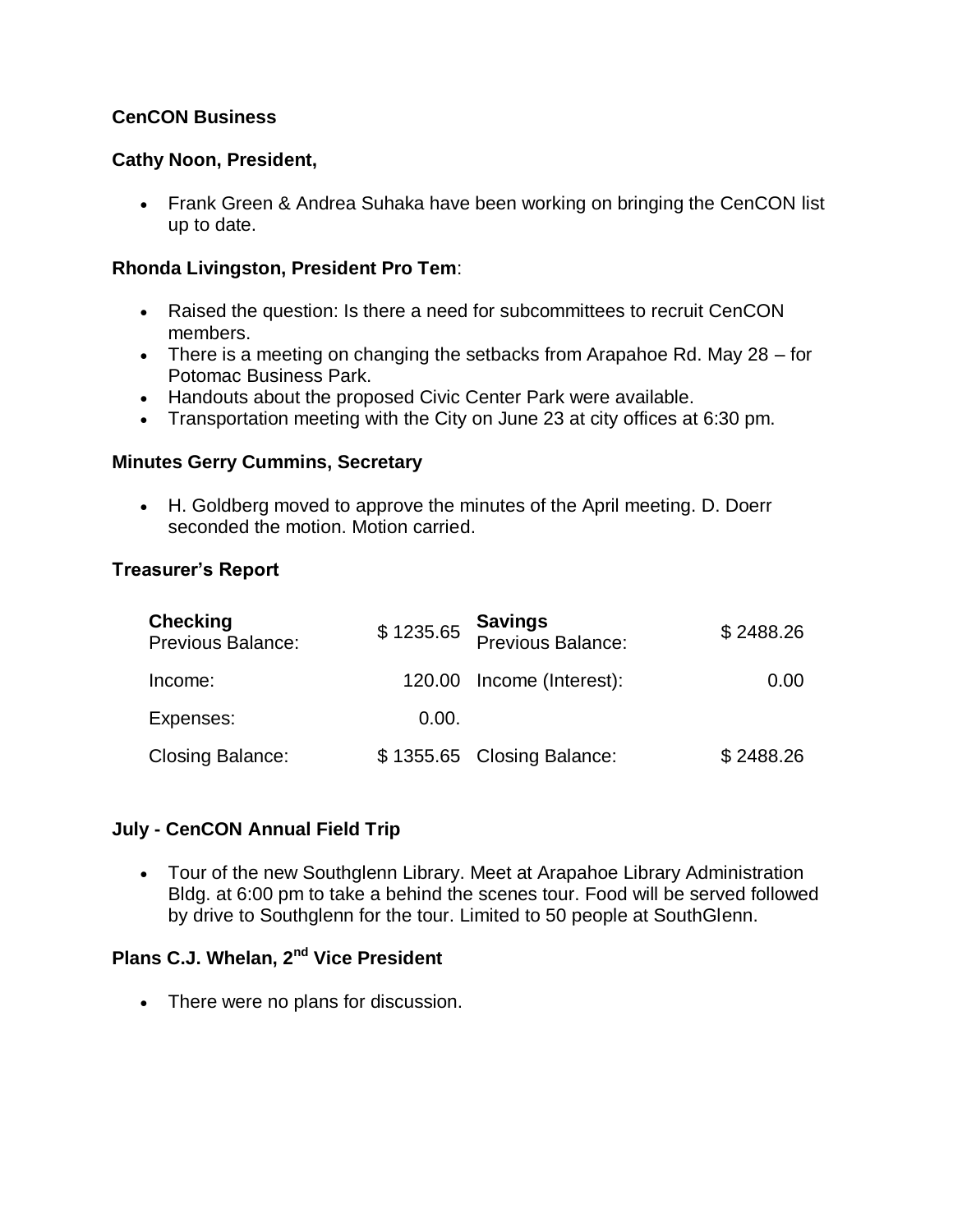**CenCON Business**

**Cathy Noon, President,**

- Frank Green & Andrea Suhaka have been working on bringing the CenCON list up to date.

**Rhonda Livingston, President Pro Tem**:

- Raised the question: Is there a need for subcommittees to recruit CenCON members.
- There is a meeting on changing the setbacks from Arapahoe Rd. May 28 – for Potomac Business Park.
- Handouts about the proposed Civic Center Park were available.
- Transportation meeting with the City on June 23 at city offices at 6:30 pm.

**Minutes Gerry Cummins, Secretary**

- H. Goldberg moved to approve the minutes of the April meeting. D. Doerr seconded the motion. Motion carried.

**Treasurer's Report**

| | | | |
|---|---|---|---|
| **Checking** Previous Balance: | $ 1235.65 | **Savings** Previous Balance: | $ 2488.26 |
| Income: | 120.00 | Income (Interest): | 0.00 |
| Expenses: | 0.00. | | |
| Closing Balance: | $ 1355.65 | Closing Balance: | $ 2488.26 |

**July - CenCON Annual Field Trip**

- Tour of the new Southglenn Library. Meet at Arapahoe Library Administration Bldg. at 6:00 pm to take a behind the scenes tour. Food will be served followed by drive to Southglenn for the tour. Limited to 50 people at SouthGlenn.

**Plans C.J. Whelan, 2nd Vice President**

- There were no plans for discussion.